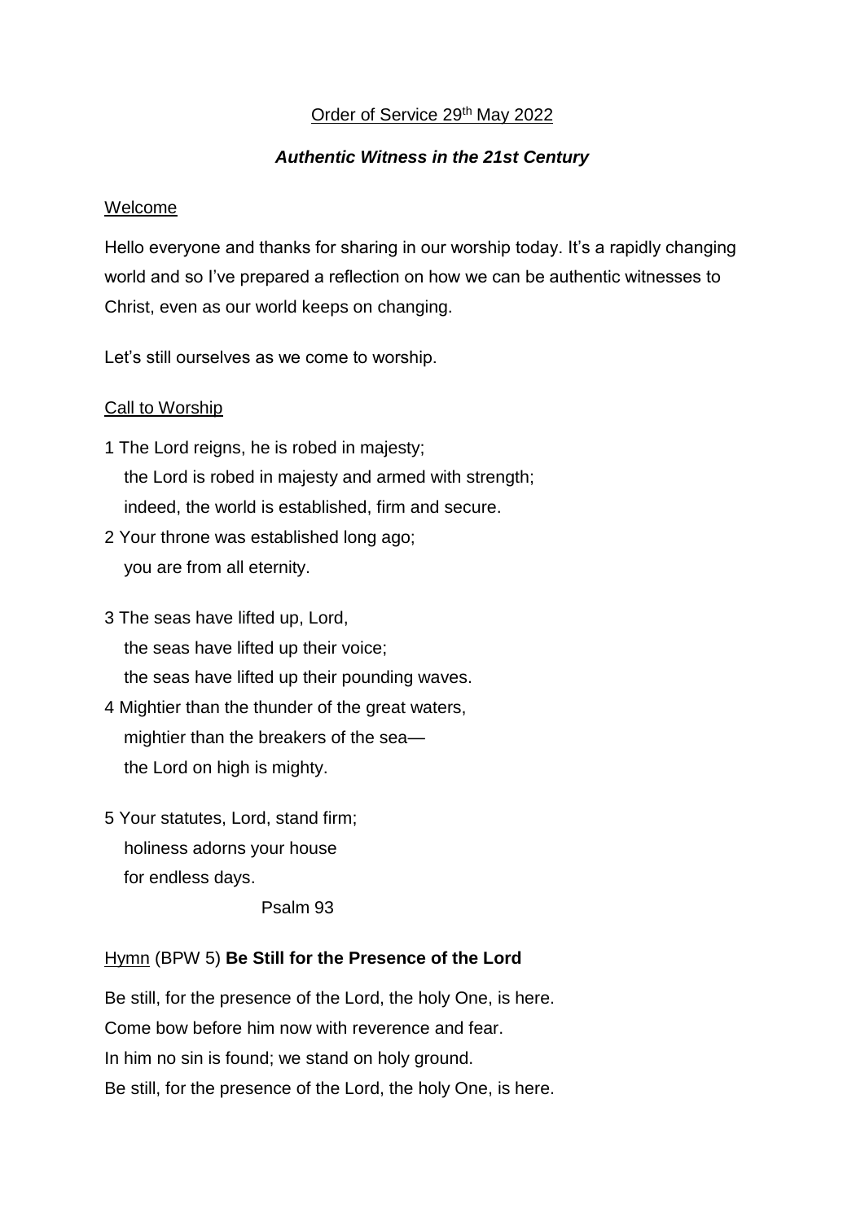Order of Service 29th May 2022

***Authentic Witness in the 21st Century***

Welcome

Hello everyone and thanks for sharing in our worship today. It's a rapidly changing world and so I've prepared a reflection on how we can be authentic witnesses to Christ, even as our world keeps on changing.

Let's still ourselves as we come to worship.

Call to Worship

1 The Lord reigns, he is robed in majesty;
the Lord is robed in majesty and armed with strength;
indeed, the world is established, firm and secure.
2 Your throne was established long ago;
you are from all eternity.

3 The seas have lifted up, Lord,
the seas have lifted up their voice;
the seas have lifted up their pounding waves.
4 Mightier than the thunder of the great waters,
mightier than the breakers of the sea—
the Lord on high is mighty.

5 Your statutes, Lord, stand firm;
holiness adorns your house
for endless days.

Psalm 93

Hymn (BPW 5) **Be Still for the Presence of the Lord**

Be still, for the presence of the Lord, the holy One, is here.
Come bow before him now with reverence and fear.
In him no sin is found; we stand on holy ground.
Be still, for the presence of the Lord, the holy One, is here.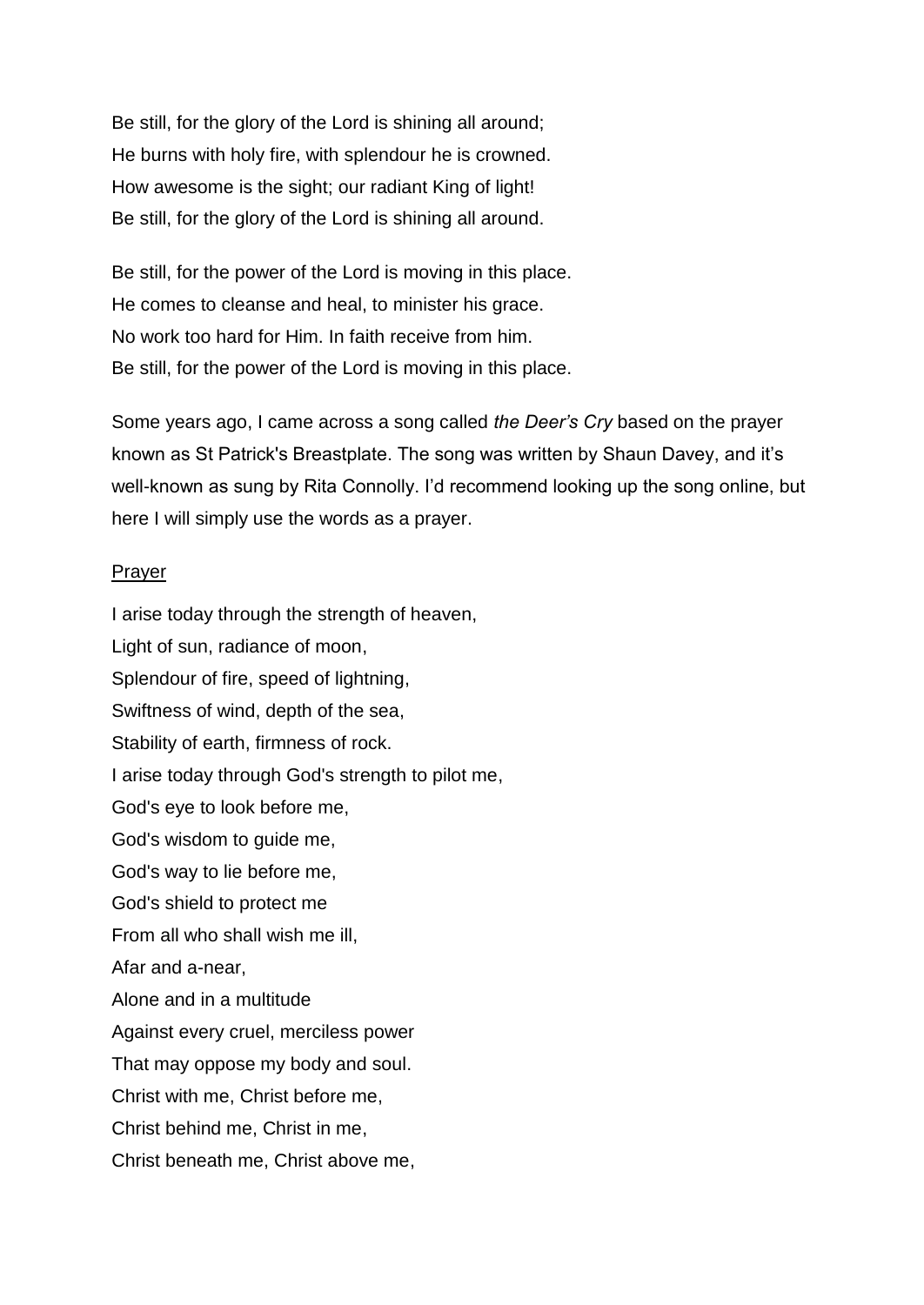Be still, for the glory of the Lord is shining all around;  
He burns with holy fire, with splendour he is crowned.  
How awesome is the sight; our radiant King of light!  
Be still, for the glory of the Lord is shining all around.

Be still, for the power of the Lord is moving in this place.  
He comes to cleanse and heal, to minister his grace.  
No work too hard for Him. In faith receive from him.  
Be still, for the power of the Lord is moving in this place.

Some years ago, I came across a song called *the Deer's Cry* based on the prayer known as St Patrick's Breastplate. The song was written by Shaun Davey, and it's well-known as sung by Rita Connolly. I'd recommend looking up the song online, but here I will simply use the words as a prayer.

<u>Prayer</u>

I arise today through the strength of heaven,  
Light of sun, radiance of moon,  
Splendour of fire, speed of lightning,  
Swiftness of wind, depth of the sea,  
Stability of earth, firmness of rock.  
I arise today through God's strength to pilot me,  
God's eye to look before me,  
God's wisdom to guide me,  
God's way to lie before me,  
God's shield to protect me  
From all who shall wish me ill,  
Afar and a-near,  
Alone and in a multitude  
Against every cruel, merciless power  
That may oppose my body and soul.  
Christ with me, Christ before me,  
Christ behind me, Christ in me,  
Christ beneath me, Christ above me,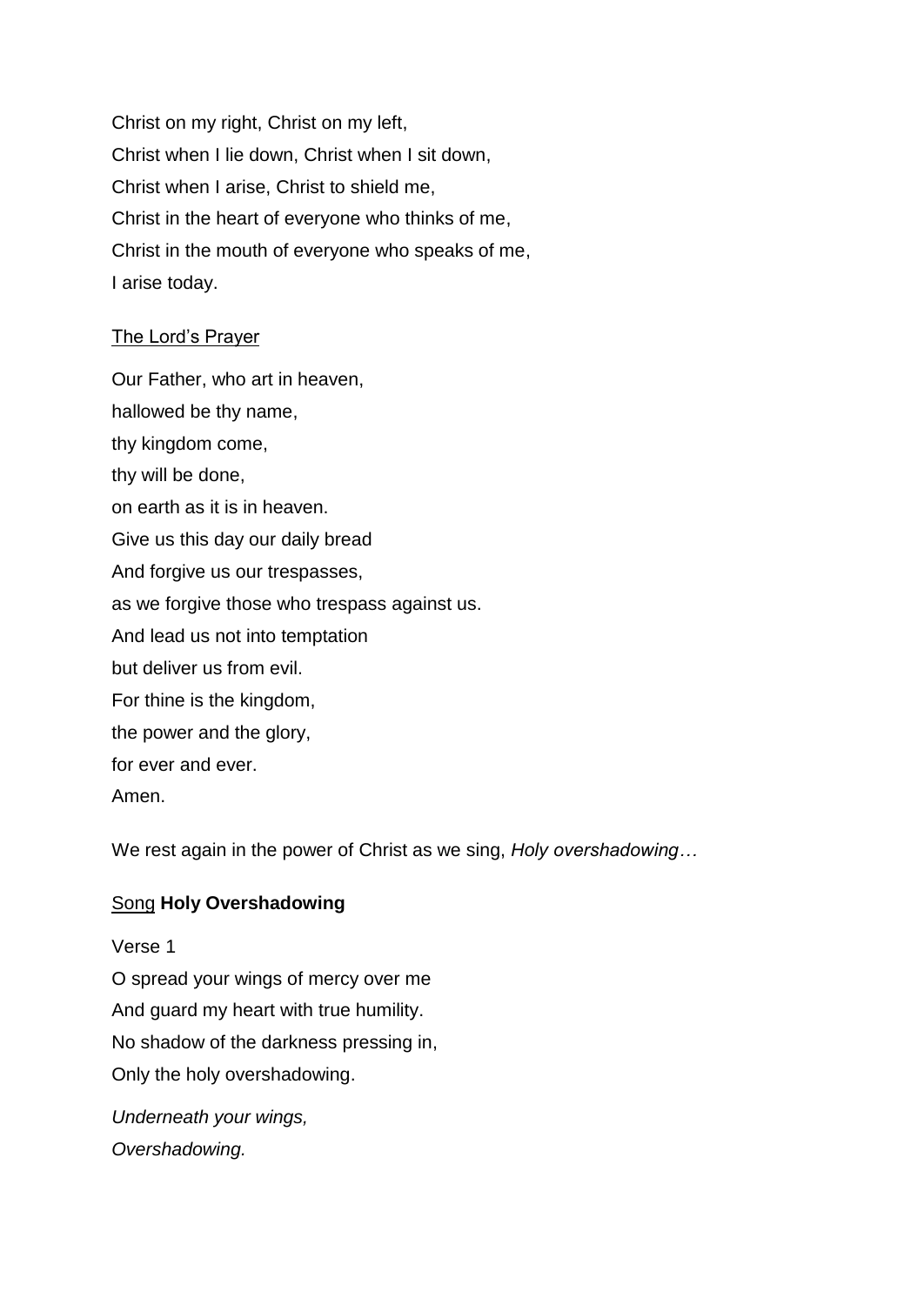Christ on my right, Christ on my left,  
Christ when I lie down, Christ when I sit down,  
Christ when I arise, Christ to shield me,  
Christ in the heart of everyone who thinks of me,  
Christ in the mouth of everyone who speaks of me,  
I arise today.

<u>The Lord's Prayer</u>

Our Father, who art in heaven,  
hallowed be thy name,  
thy kingdom come,  
thy will be done,  
on earth as it is in heaven.  
Give us this day our daily bread  
And forgive us our trespasses,  
as we forgive those who trespass against us.  
And lead us not into temptation  
but deliver us from evil.  
For thine is the kingdom,  
the power and the glory,  
for ever and ever.  
Amen.

We rest again in the power of Christ as we sing, *Holy overshadowing…*

<u>Song</u> **Holy Overshadowing**

Verse 1  
O spread your wings of mercy over me  
And guard my heart with true humility.  
No shadow of the darkness pressing in,  
Only the holy overshadowing.

*Underneath your wings,*  
*Overshadowing.*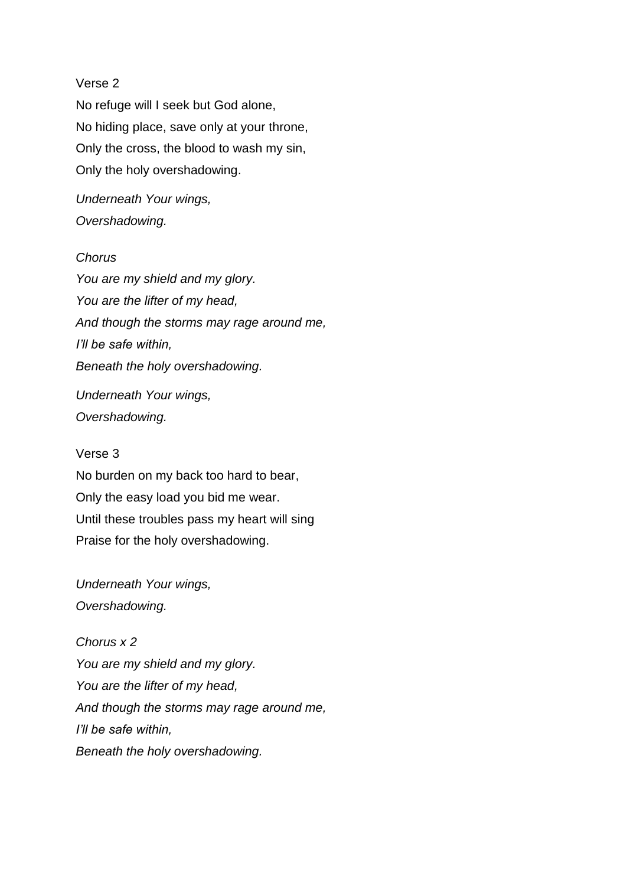Verse 2
No refuge will I seek but God alone,
No hiding place, save only at your throne,
Only the cross, the blood to wash my sin,
Only the holy overshadowing.

*Underneath Your wings,*
*Overshadowing.*

*Chorus*
*You are my shield and my glory.*
*You are the lifter of my head,*
*And though the storms may rage around me,*
*I'll be safe within,*
*Beneath the holy overshadowing.*

*Underneath Your wings,*
*Overshadowing.*

Verse 3
No burden on my back too hard to bear,
Only the easy load you bid me wear.
Until these troubles pass my heart will sing
Praise for the holy overshadowing.

*Underneath Your wings,*
*Overshadowing.*

*Chorus x 2*
*You are my shield and my glory.*
*You are the lifter of my head,*
*And though the storms may rage around me,*
*I'll be safe within,*
*Beneath the holy overshadowing.*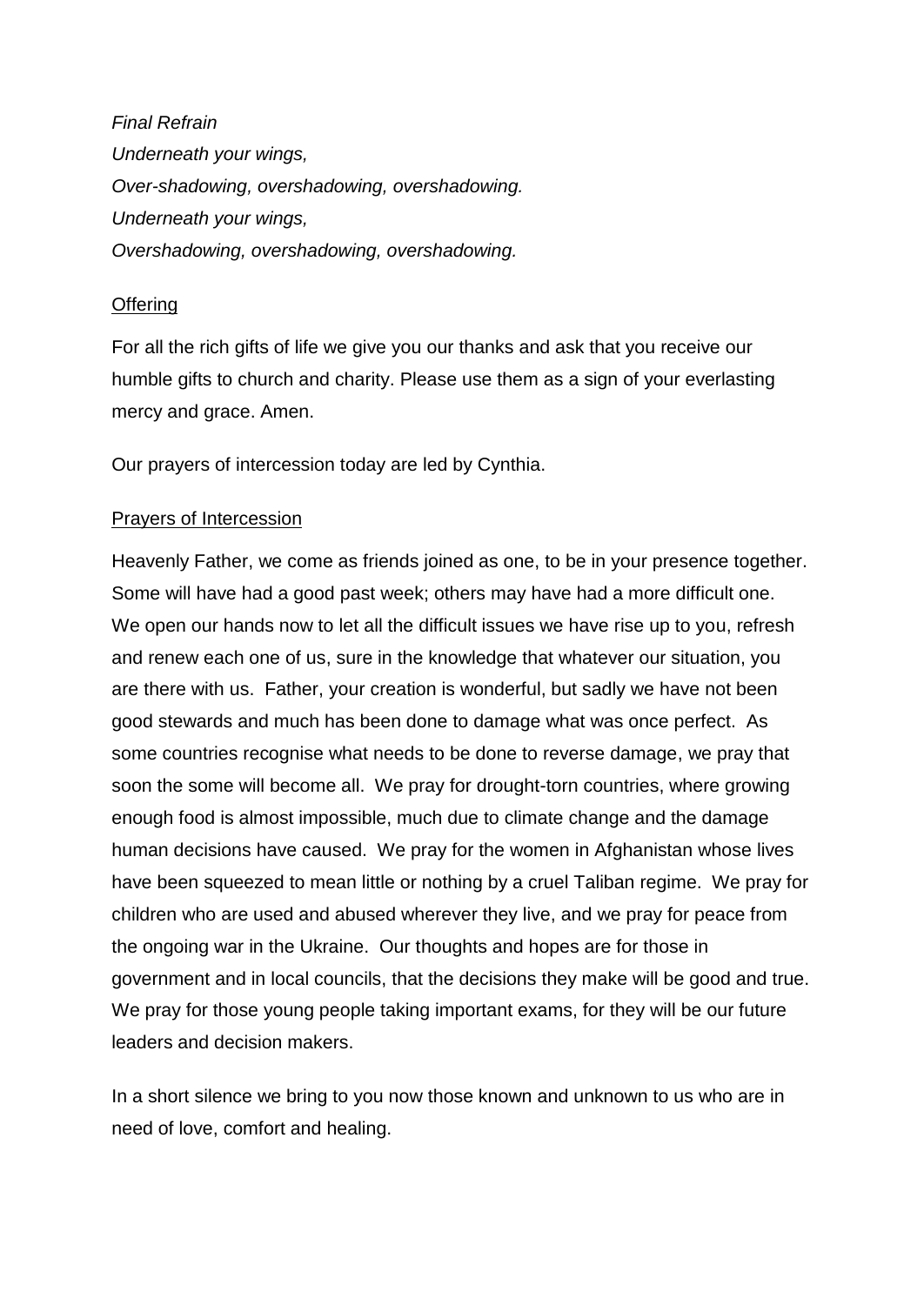*Final Refrain*
*Underneath your wings,*
*Over-shadowing, overshadowing, overshadowing.*
*Underneath your wings,*
*Overshadowing, overshadowing, overshadowing.*

<u>Offering</u>

For all the rich gifts of life we give you our thanks and ask that you receive our humble gifts to church and charity. Please use them as a sign of your everlasting mercy and grace. Amen.

Our prayers of intercession today are led by Cynthia.

<u>Prayers of Intercession</u>

Heavenly Father, we come as friends joined as one, to be in your presence together. Some will have had a good past week; others may have had a more difficult one. We open our hands now to let all the difficult issues we have rise up to you, refresh and renew each one of us, sure in the knowledge that whatever our situation, you are there with us. Father, your creation is wonderful, but sadly we have not been good stewards and much has been done to damage what was once perfect. As some countries recognise what needs to be done to reverse damage, we pray that soon the some will become all. We pray for drought-torn countries, where growing enough food is almost impossible, much due to climate change and the damage human decisions have caused. We pray for the women in Afghanistan whose lives have been squeezed to mean little or nothing by a cruel Taliban regime. We pray for children who are used and abused wherever they live, and we pray for peace from the ongoing war in the Ukraine. Our thoughts and hopes are for those in government and in local councils, that the decisions they make will be good and true. We pray for those young people taking important exams, for they will be our future leaders and decision makers.

In a short silence we bring to you now those known and unknown to us who are in need of love, comfort and healing.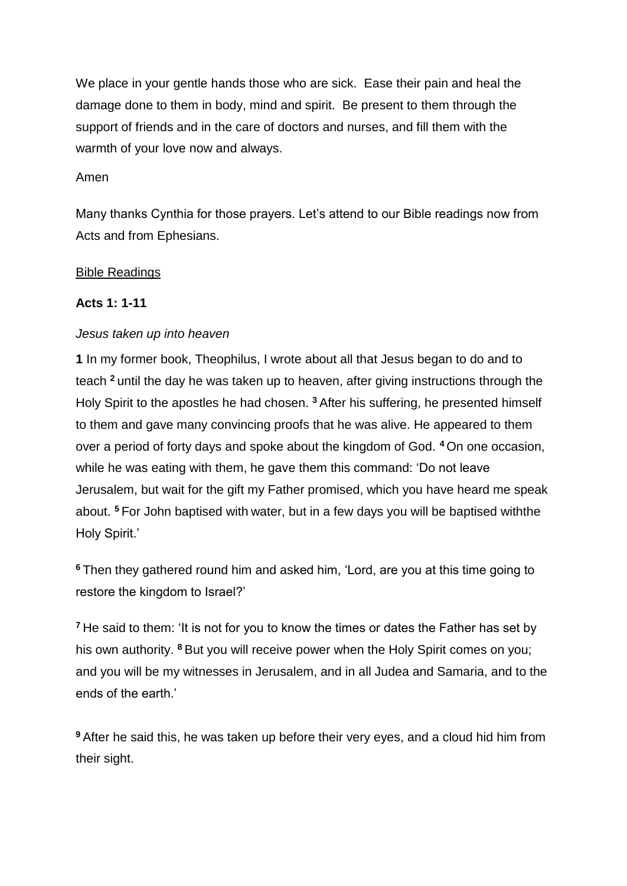We place in your gentle hands those who are sick. Ease their pain and heal the damage done to them in body, mind and spirit. Be present to them through the support of friends and in the care of doctors and nurses, and fill them with the warmth of your love now and always.

Amen

Many thanks Cynthia for those prayers. Let's attend to our Bible readings now from Acts and from Ephesians.

Bible Readings

**Acts 1: 1-11**

*Jesus taken up into heaven*

**1** In my former book, Theophilus, I wrote about all that Jesus began to do and to teach **2** until the day he was taken up to heaven, after giving instructions through the Holy Spirit to the apostles he had chosen. **3** After his suffering, he presented himself to them and gave many convincing proofs that he was alive. He appeared to them over a period of forty days and spoke about the kingdom of God. **4** On one occasion, while he was eating with them, he gave them this command: 'Do not leave Jerusalem, but wait for the gift my Father promised, which you have heard me speak about. **5** For John baptised with water, but in a few days you will be baptised withthe Holy Spirit.'

**6** Then they gathered round him and asked him, 'Lord, are you at this time going to restore the kingdom to Israel?'

**7** He said to them: 'It is not for you to know the times or dates the Father has set by his own authority. **8** But you will receive power when the Holy Spirit comes on you; and you will be my witnesses in Jerusalem, and in all Judea and Samaria, and to the ends of the earth.'

**9** After he said this, he was taken up before their very eyes, and a cloud hid him from their sight.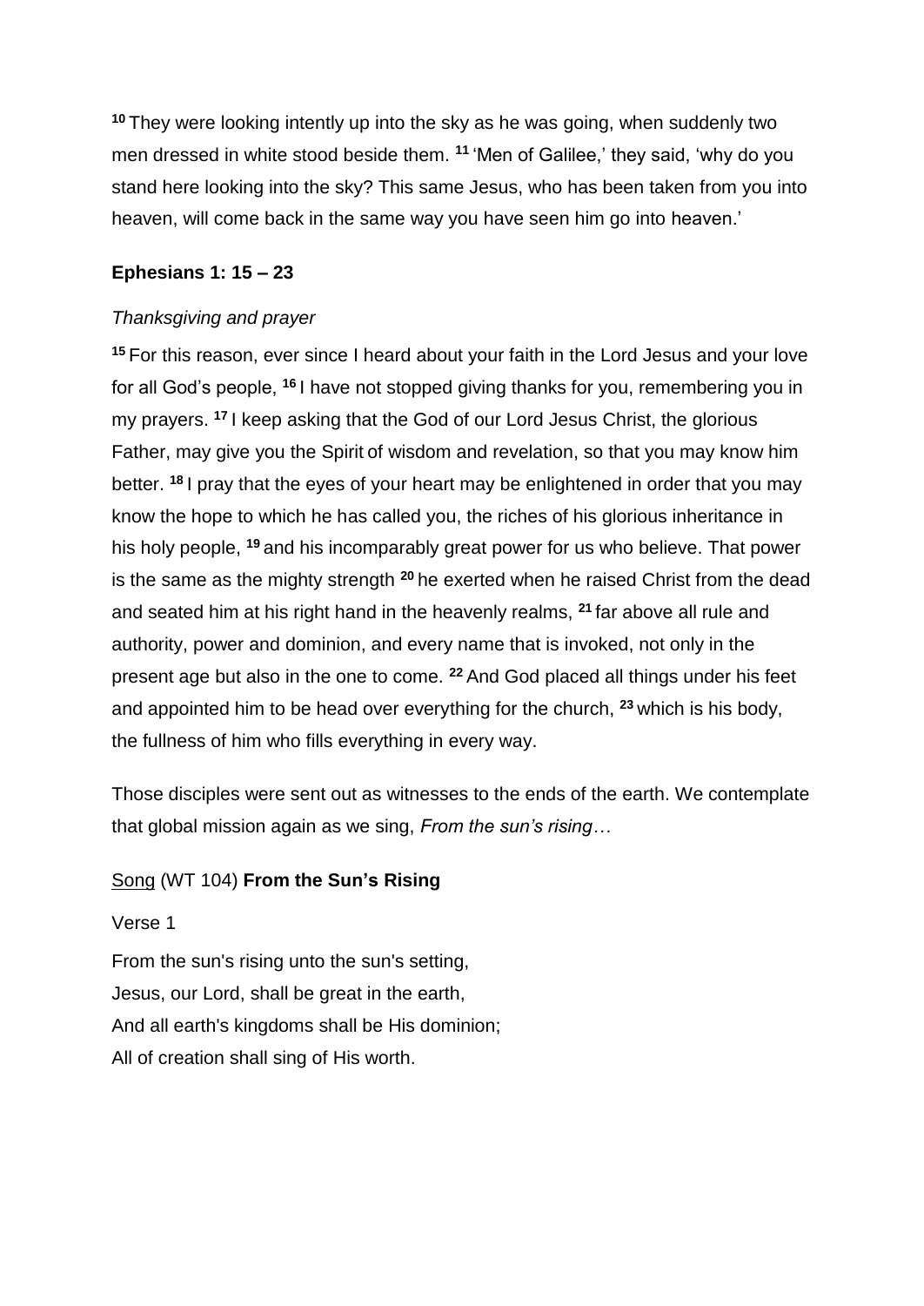[10] They were looking intently up into the sky as he was going, when suddenly two men dressed in white stood beside them. [11] 'Men of Galilee,' they said, 'why do you stand here looking into the sky? This same Jesus, who has been taken from you into heaven, will come back in the same way you have seen him go into heaven.'

**Ephesians 1: 15 – 23**

*Thanksgiving and prayer*

[15] For this reason, ever since I heard about your faith in the Lord Jesus and your love for all God's people, [16] I have not stopped giving thanks for you, remembering you in my prayers. [17] I keep asking that the God of our Lord Jesus Christ, the glorious Father, may give you the Spirit of wisdom and revelation, so that you may know him better. [18] I pray that the eyes of your heart may be enlightened in order that you may know the hope to which he has called you, the riches of his glorious inheritance in his holy people, [19] and his incomparably great power for us who believe. That power is the same as the mighty strength [20] he exerted when he raised Christ from the dead and seated him at his right hand in the heavenly realms, [21] far above all rule and authority, power and dominion, and every name that is invoked, not only in the present age but also in the one to come. [22] And God placed all things under his feet and appointed him to be head over everything for the church, [23] which is his body, the fullness of him who fills everything in every way.

Those disciples were sent out as witnesses to the ends of the earth. We contemplate that global mission again as we sing, *From the sun's rising…*

<u>Song</u> (WT 104) **From the Sun's Rising**

Verse 1

From the sun's rising unto the sun's setting,
Jesus, our Lord, shall be great in the earth,
And all earth's kingdoms shall be His dominion;
All of creation shall sing of His worth.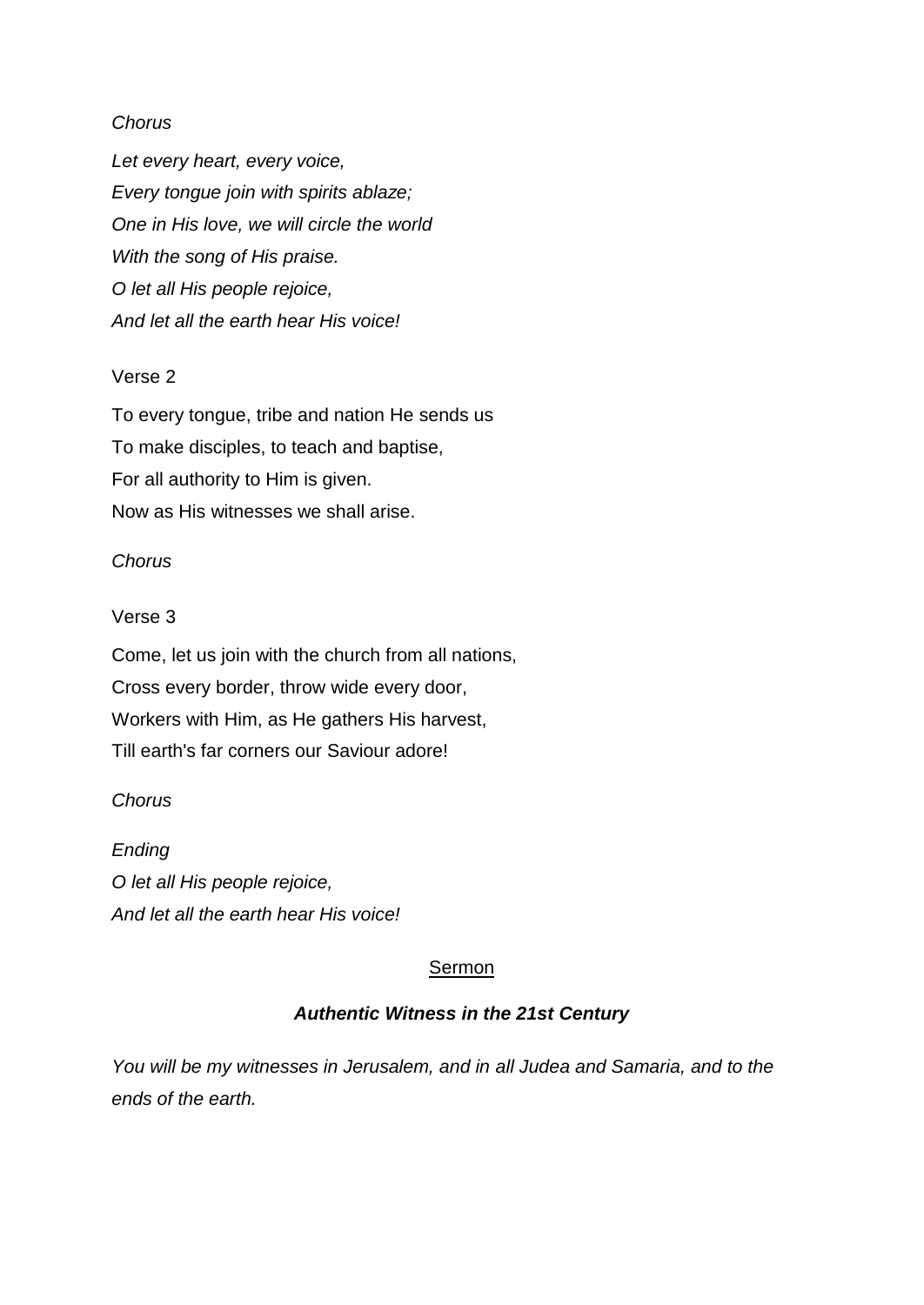*Chorus*

*Let every heart, every voice,*
*Every tongue join with spirits ablaze;*
*One in His love, we will circle the world*
*With the song of His praise.*
*O let all His people rejoice,*
*And let all the earth hear His voice!*

Verse 2

To every tongue, tribe and nation He sends us
To make disciples, to teach and baptise,
For all authority to Him is given.
Now as His witnesses we shall arise.

*Chorus*

Verse 3

Come, let us join with the church from all nations,
Cross every border, throw wide every door,
Workers with Him, as He gathers His harvest,
Till earth's far corners our Saviour adore!

*Chorus*

*Ending*
*O let all His people rejoice,*
*And let all the earth hear His voice!*

## Sermon

### ***Authentic Witness in the 21st Century***

*You will be my witnesses in Jerusalem, and in all Judea and Samaria, and to the ends of the earth.*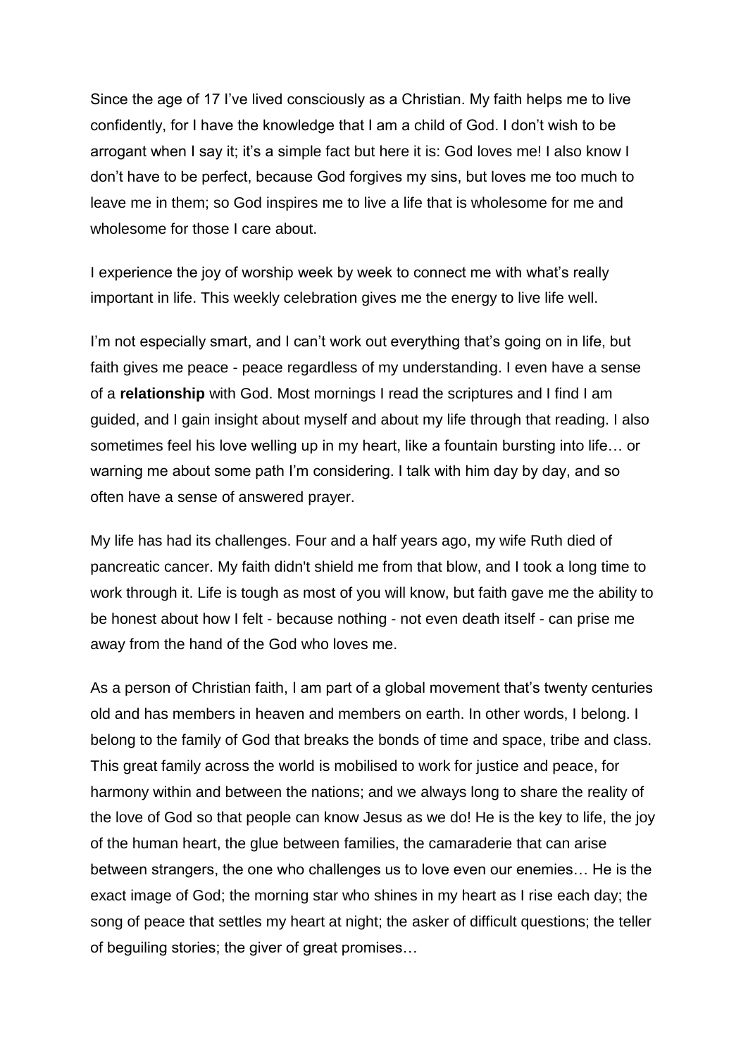Since the age of 17 I've lived consciously as a Christian. My faith helps me to live confidently, for I have the knowledge that I am a child of God. I don't wish to be arrogant when I say it; it's a simple fact but here it is: God loves me! I also know I don't have to be perfect, because God forgives my sins, but loves me too much to leave me in them; so God inspires me to live a life that is wholesome for me and wholesome for those I care about.

I experience the joy of worship week by week to connect me with what's really important in life. This weekly celebration gives me the energy to live life well.

I'm not especially smart, and I can't work out everything that's going on in life, but faith gives me peace - peace regardless of my understanding. I even have a sense of a **relationship** with God. Most mornings I read the scriptures and I find I am guided, and I gain insight about myself and about my life through that reading. I also sometimes feel his love welling up in my heart, like a fountain bursting into life… or warning me about some path I'm considering. I talk with him day by day, and so often have a sense of answered prayer.

My life has had its challenges. Four and a half years ago, my wife Ruth died of pancreatic cancer. My faith didn't shield me from that blow, and I took a long time to work through it. Life is tough as most of you will know, but faith gave me the ability to be honest about how I felt - because nothing - not even death itself - can prise me away from the hand of the God who loves me.

As a person of Christian faith, I am part of a global movement that's twenty centuries old and has members in heaven and members on earth. In other words, I belong. I belong to the family of God that breaks the bonds of time and space, tribe and class. This great family across the world is mobilised to work for justice and peace, for harmony within and between the nations; and we always long to share the reality of the love of God so that people can know Jesus as we do! He is the key to life, the joy of the human heart, the glue between families, the camaraderie that can arise between strangers, the one who challenges us to love even our enemies… He is the exact image of God; the morning star who shines in my heart as I rise each day; the song of peace that settles my heart at night; the asker of difficult questions; the teller of beguiling stories; the giver of great promises…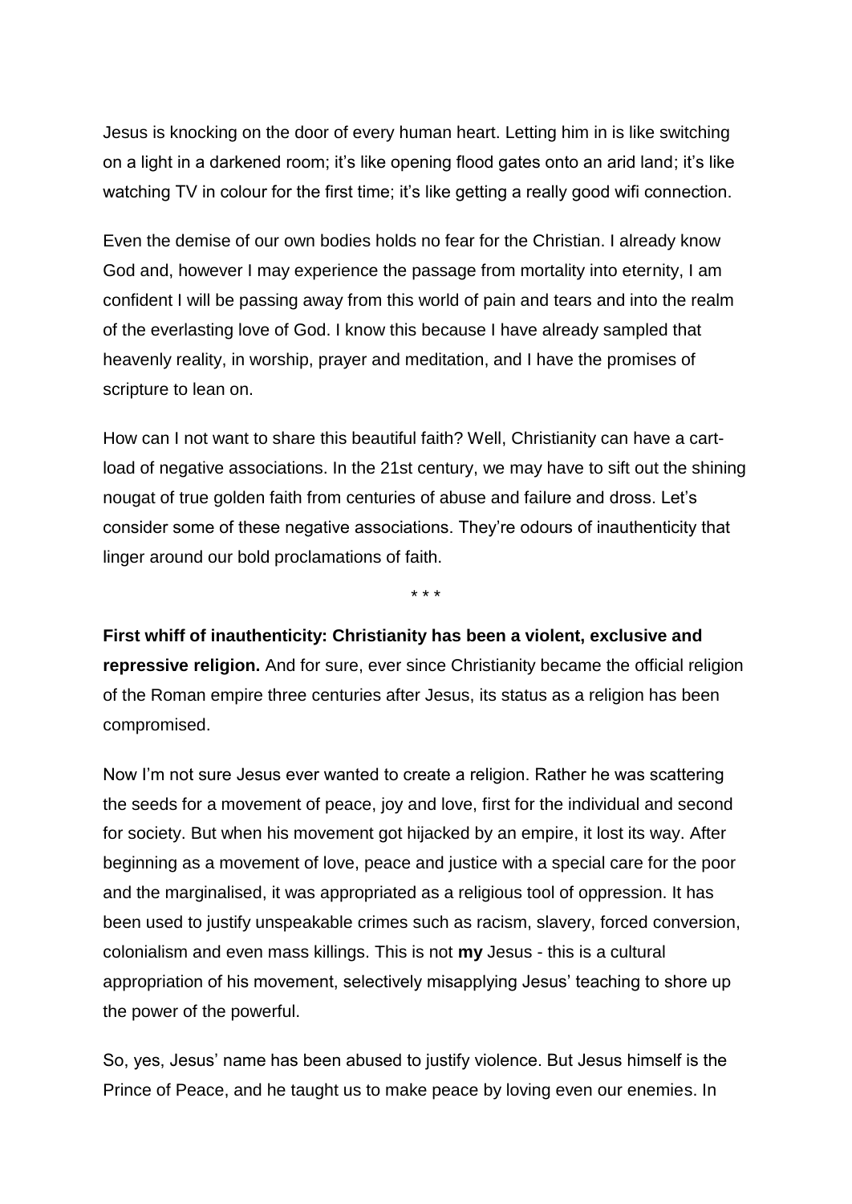Jesus is knocking on the door of every human heart. Letting him in is like switching on a light in a darkened room; it's like opening flood gates onto an arid land; it's like watching TV in colour for the first time; it's like getting a really good wifi connection.

Even the demise of our own bodies holds no fear for the Christian. I already know God and, however I may experience the passage from mortality into eternity, I am confident I will be passing away from this world of pain and tears and into the realm of the everlasting love of God. I know this because I have already sampled that heavenly reality, in worship, prayer and meditation, and I have the promises of scripture to lean on.

How can I not want to share this beautiful faith? Well, Christianity can have a cart-load of negative associations. In the 21st century, we may have to sift out the shining nougat of true golden faith from centuries of abuse and failure and dross. Let's consider some of these negative associations. They're odours of inauthenticity that linger around our bold proclamations of faith.

\* \* \*

**First whiff of inauthenticity: Christianity has been a violent, exclusive and repressive religion.** And for sure, ever since Christianity became the official religion of the Roman empire three centuries after Jesus, its status as a religion has been compromised.

Now I'm not sure Jesus ever wanted to create a religion. Rather he was scattering the seeds for a movement of peace, joy and love, first for the individual and second for society. But when his movement got hijacked by an empire, it lost its way. After beginning as a movement of love, peace and justice with a special care for the poor and the marginalised, it was appropriated as a religious tool of oppression. It has been used to justify unspeakable crimes such as racism, slavery, forced conversion, colonialism and even mass killings. This is not **my** Jesus - this is a cultural appropriation of his movement, selectively misapplying Jesus' teaching to shore up the power of the powerful.

So, yes, Jesus' name has been abused to justify violence. But Jesus himself is the Prince of Peace, and he taught us to make peace by loving even our enemies. In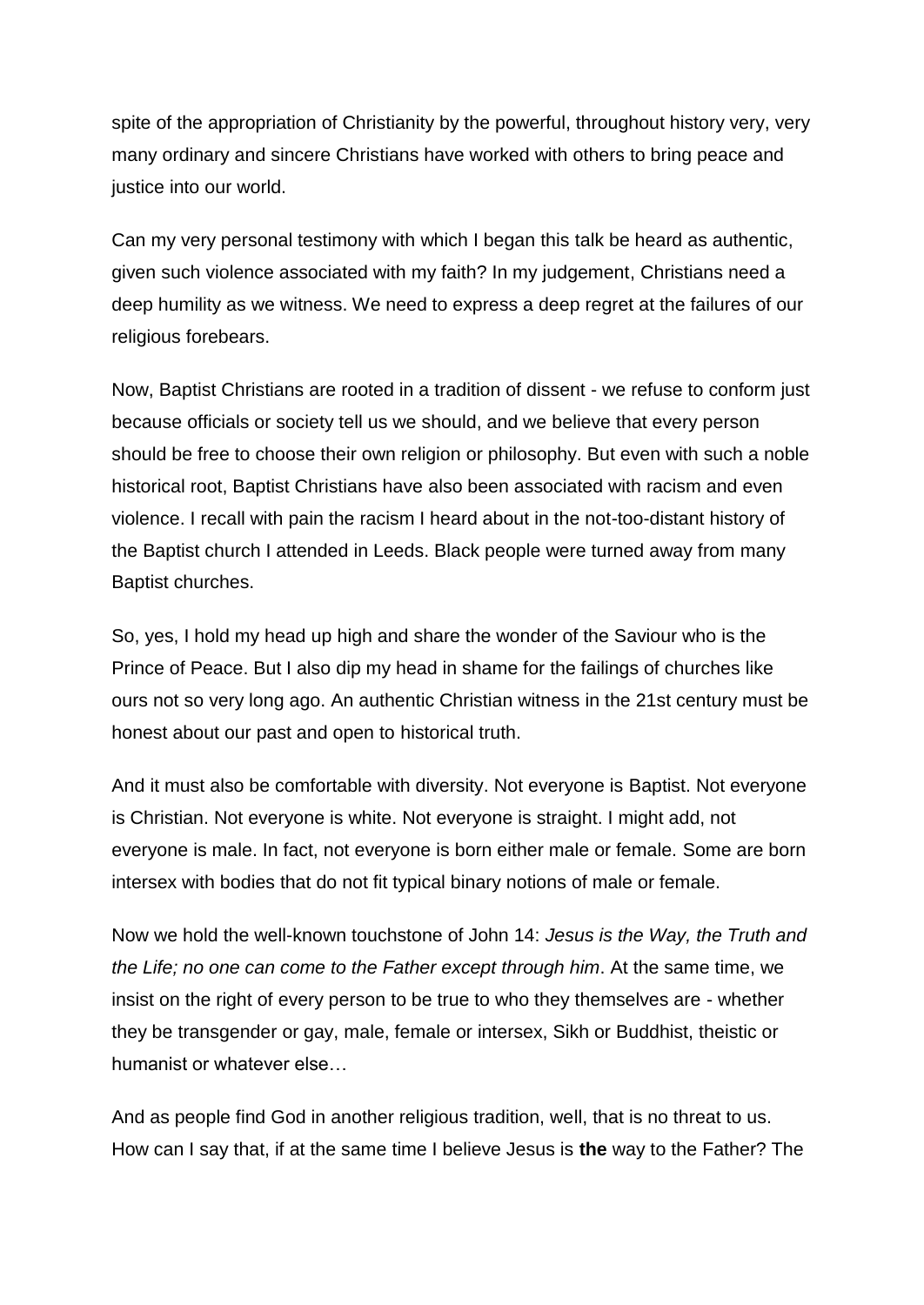spite of the appropriation of Christianity by the powerful, throughout history very, very many ordinary and sincere Christians have worked with others to bring peace and justice into our world.

Can my very personal testimony with which I began this talk be heard as authentic, given such violence associated with my faith? In my judgement, Christians need a deep humility as we witness. We need to express a deep regret at the failures of our religious forebears.

Now, Baptist Christians are rooted in a tradition of dissent - we refuse to conform just because officials or society tell us we should, and we believe that every person should be free to choose their own religion or philosophy. But even with such a noble historical root, Baptist Christians have also been associated with racism and even violence. I recall with pain the racism I heard about in the not-too-distant history of the Baptist church I attended in Leeds. Black people were turned away from many Baptist churches.

So, yes, I hold my head up high and share the wonder of the Saviour who is the Prince of Peace. But I also dip my head in shame for the failings of churches like ours not so very long ago. An authentic Christian witness in the 21st century must be honest about our past and open to historical truth.

And it must also be comfortable with diversity. Not everyone is Baptist. Not everyone is Christian. Not everyone is white. Not everyone is straight. I might add, not everyone is male. In fact, not everyone is born either male or female. Some are born intersex with bodies that do not fit typical binary notions of male or female.

Now we hold the well-known touchstone of John 14: *Jesus is the Way, the Truth and the Life; no one can come to the Father except through him*. At the same time, we insist on the right of every person to be true to who they themselves are - whether they be transgender or gay, male, female or intersex, Sikh or Buddhist, theistic or humanist or whatever else…

And as people find God in another religious tradition, well, that is no threat to us. How can I say that, if at the same time I believe Jesus is **the** way to the Father? The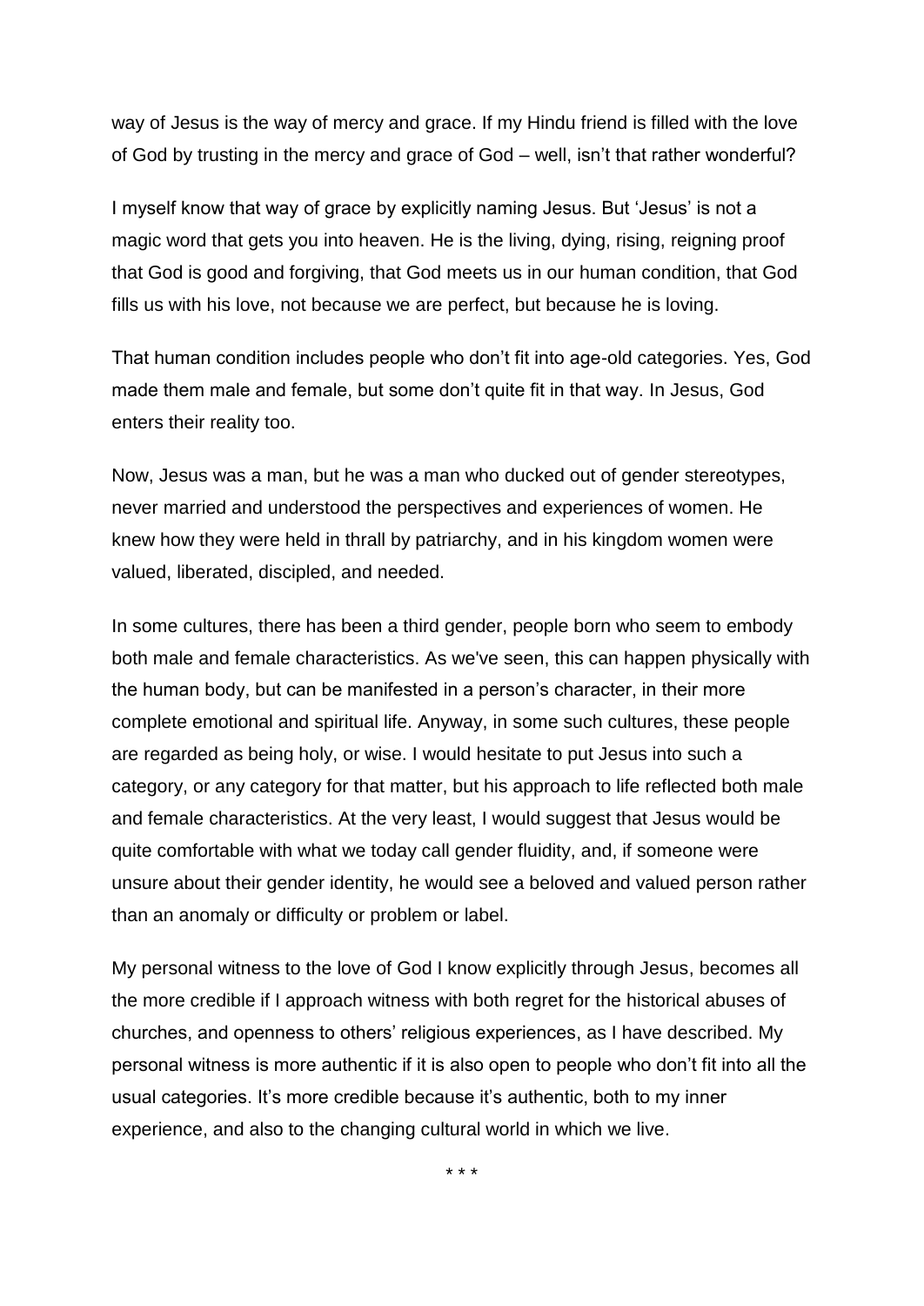way of Jesus is the way of mercy and grace. If my Hindu friend is filled with the love of God by trusting in the mercy and grace of God – well, isn't that rather wonderful?

I myself know that way of grace by explicitly naming Jesus. But 'Jesus' is not a magic word that gets you into heaven. He is the living, dying, rising, reigning proof that God is good and forgiving, that God meets us in our human condition, that God fills us with his love, not because we are perfect, but because he is loving.

That human condition includes people who don't fit into age-old categories. Yes, God made them male and female, but some don't quite fit in that way. In Jesus, God enters their reality too.

Now, Jesus was a man, but he was a man who ducked out of gender stereotypes, never married and understood the perspectives and experiences of women. He knew how they were held in thrall by patriarchy, and in his kingdom women were valued, liberated, discipled, and needed.

In some cultures, there has been a third gender, people born who seem to embody both male and female characteristics. As we've seen, this can happen physically with the human body, but can be manifested in a person's character, in their more complete emotional and spiritual life. Anyway, in some such cultures, these people are regarded as being holy, or wise. I would hesitate to put Jesus into such a category, or any category for that matter, but his approach to life reflected both male and female characteristics. At the very least, I would suggest that Jesus would be quite comfortable with what we today call gender fluidity, and, if someone were unsure about their gender identity, he would see a beloved and valued person rather than an anomaly or difficulty or problem or label.

My personal witness to the love of God I know explicitly through Jesus, becomes all the more credible if I approach witness with both regret for the historical abuses of churches, and openness to others' religious experiences, as I have described. My personal witness is more authentic if it is also open to people who don't fit into all the usual categories. It's more credible because it's authentic, both to my inner experience, and also to the changing cultural world in which we live.

\* \* \*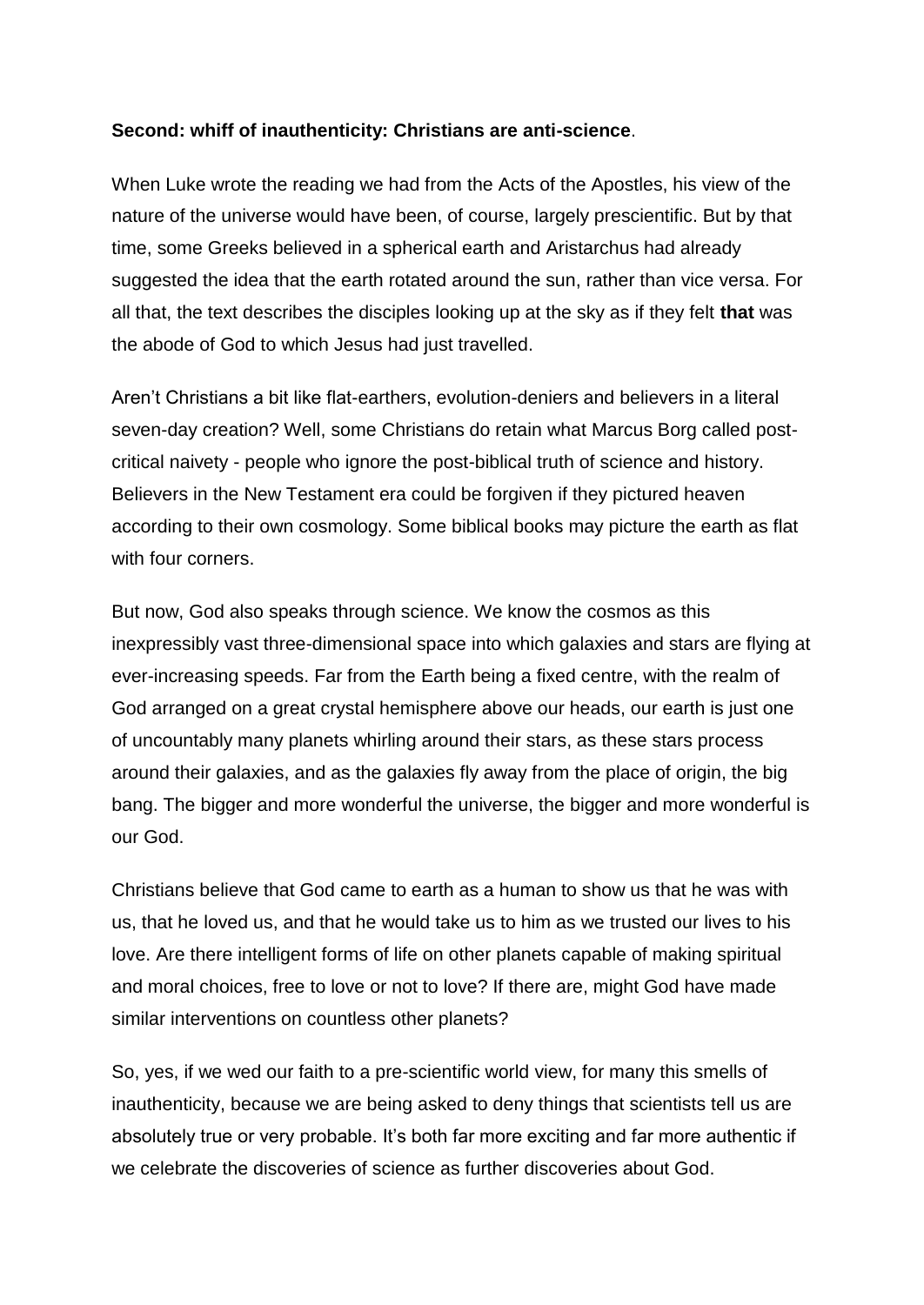**Second: whiff of inauthenticity: Christians are anti-science**.

When Luke wrote the reading we had from the Acts of the Apostles, his view of the nature of the universe would have been, of course, largely prescientific. But by that time, some Greeks believed in a spherical earth and Aristarchus had already suggested the idea that the earth rotated around the sun, rather than vice versa. For all that, the text describes the disciples looking up at the sky as if they felt **that** was the abode of God to which Jesus had just travelled.

Aren't Christians a bit like flat-earthers, evolution-deniers and believers in a literal seven-day creation? Well, some Christians do retain what Marcus Borg called post-critical naivety - people who ignore the post-biblical truth of science and history. Believers in the New Testament era could be forgiven if they pictured heaven according to their own cosmology. Some biblical books may picture the earth as flat with four corners.

But now, God also speaks through science. We know the cosmos as this inexpressibly vast three-dimensional space into which galaxies and stars are flying at ever-increasing speeds. Far from the Earth being a fixed centre, with the realm of God arranged on a great crystal hemisphere above our heads, our earth is just one of uncountably many planets whirling around their stars, as these stars process around their galaxies, and as the galaxies fly away from the place of origin, the big bang. The bigger and more wonderful the universe, the bigger and more wonderful is our God.

Christians believe that God came to earth as a human to show us that he was with us, that he loved us, and that he would take us to him as we trusted our lives to his love. Are there intelligent forms of life on other planets capable of making spiritual and moral choices, free to love or not to love? If there are, might God have made similar interventions on countless other planets?

So, yes, if we wed our faith to a pre-scientific world view, for many this smells of inauthenticity, because we are being asked to deny things that scientists tell us are absolutely true or very probable. It's both far more exciting and far more authentic if we celebrate the discoveries of science as further discoveries about God.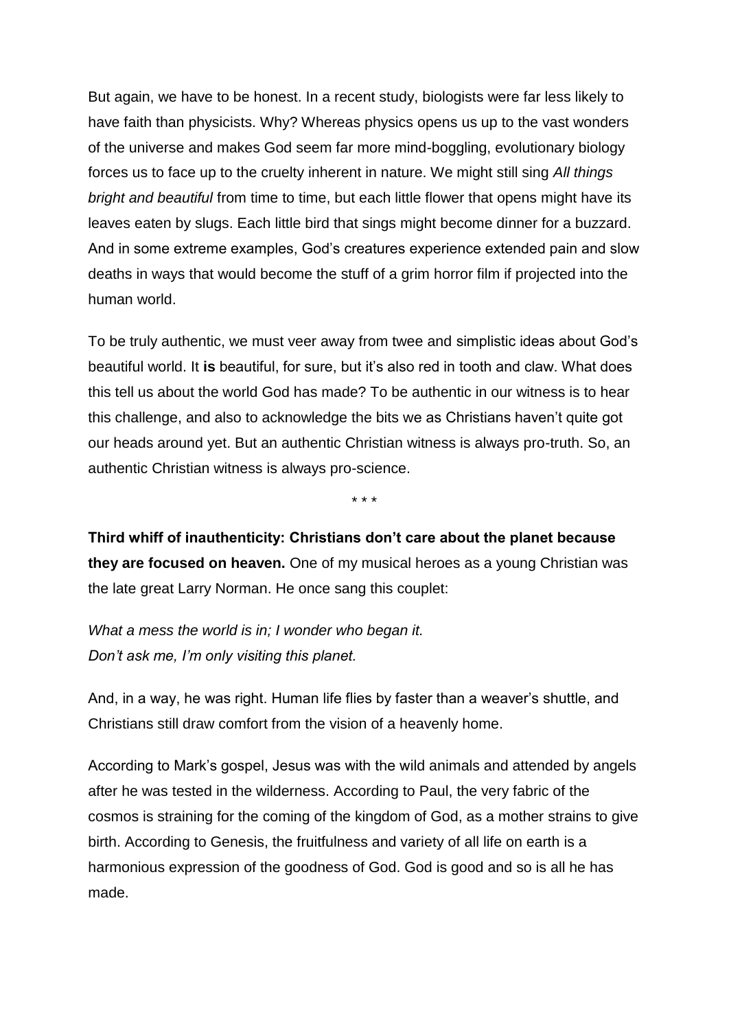But again, we have to be honest. In a recent study, biologists were far less likely to have faith than physicists. Why? Whereas physics opens us up to the vast wonders of the universe and makes God seem far more mind-boggling, evolutionary biology forces us to face up to the cruelty inherent in nature. We might still sing *All things bright and beautiful* from time to time, but each little flower that opens might have its leaves eaten by slugs. Each little bird that sings might become dinner for a buzzard. And in some extreme examples, God's creatures experience extended pain and slow deaths in ways that would become the stuff of a grim horror film if projected into the human world.

To be truly authentic, we must veer away from twee and simplistic ideas about God's beautiful world. It **is** beautiful, for sure, but it's also red in tooth and claw. What does this tell us about the world God has made? To be authentic in our witness is to hear this challenge, and also to acknowledge the bits we as Christians haven't quite got our heads around yet. But an authentic Christian witness is always pro-truth. So, an authentic Christian witness is always pro-science.

\* \* \*

**Third whiff of inauthenticity: Christians don't care about the planet because they are focused on heaven.** One of my musical heroes as a young Christian was the late great Larry Norman. He once sang this couplet:

*What a mess the world is in; I wonder who began it.*
*Don't ask me, I'm only visiting this planet.*

And, in a way, he was right. Human life flies by faster than a weaver's shuttle, and Christians still draw comfort from the vision of a heavenly home.

According to Mark's gospel, Jesus was with the wild animals and attended by angels after he was tested in the wilderness. According to Paul, the very fabric of the cosmos is straining for the coming of the kingdom of God, as a mother strains to give birth. According to Genesis, the fruitfulness and variety of all life on earth is a harmonious expression of the goodness of God. God is good and so is all he has made.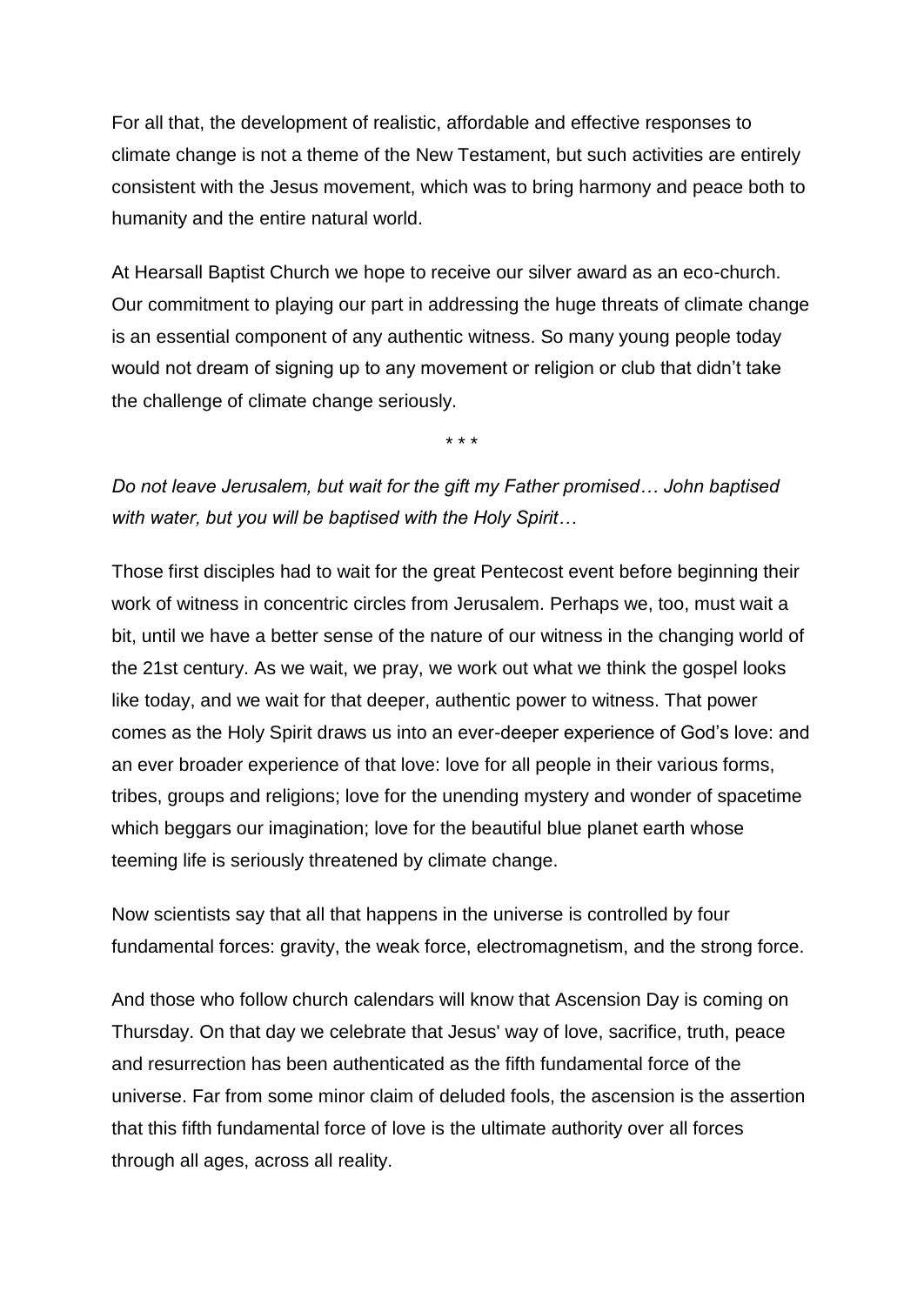For all that, the development of realistic, affordable and effective responses to climate change is not a theme of the New Testament, but such activities are entirely consistent with the Jesus movement, which was to bring harmony and peace both to humanity and the entire natural world.

At Hearsall Baptist Church we hope to receive our silver award as an eco-church. Our commitment to playing our part in addressing the huge threats of climate change is an essential component of any authentic witness. So many young people today would not dream of signing up to any movement or religion or club that didn't take the challenge of climate change seriously.

\* \* \*

*Do not leave Jerusalem, but wait for the gift my Father promised… John baptised with water, but you will be baptised with the Holy Spirit…*

Those first disciples had to wait for the great Pentecost event before beginning their work of witness in concentric circles from Jerusalem. Perhaps we, too, must wait a bit, until we have a better sense of the nature of our witness in the changing world of the 21st century. As we wait, we pray, we work out what we think the gospel looks like today, and we wait for that deeper, authentic power to witness. That power comes as the Holy Spirit draws us into an ever-deeper experience of God's love: and an ever broader experience of that love: love for all people in their various forms, tribes, groups and religions; love for the unending mystery and wonder of spacetime which beggars our imagination; love for the beautiful blue planet earth whose teeming life is seriously threatened by climate change.

Now scientists say that all that happens in the universe is controlled by four fundamental forces: gravity, the weak force, electromagnetism, and the strong force.

And those who follow church calendars will know that Ascension Day is coming on Thursday. On that day we celebrate that Jesus' way of love, sacrifice, truth, peace and resurrection has been authenticated as the fifth fundamental force of the universe. Far from some minor claim of deluded fools, the ascension is the assertion that this fifth fundamental force of love is the ultimate authority over all forces through all ages, across all reality.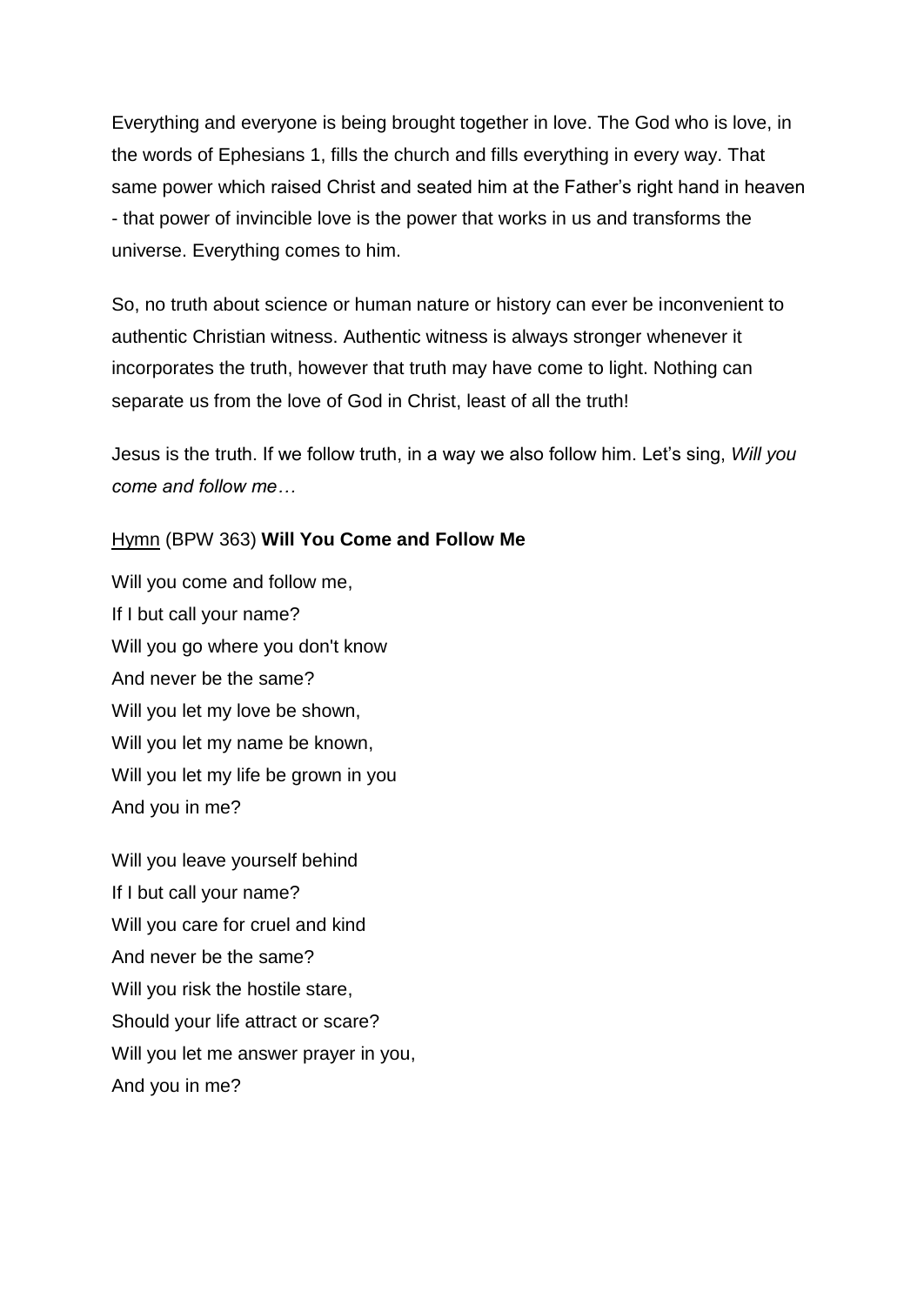Everything and everyone is being brought together in love. The God who is love, in the words of Ephesians 1, fills the church and fills everything in every way. That same power which raised Christ and seated him at the Father's right hand in heaven - that power of invincible love is the power that works in us and transforms the universe. Everything comes to him.

So, no truth about science or human nature or history can ever be inconvenient to authentic Christian witness. Authentic witness is always stronger whenever it incorporates the truth, however that truth may have come to light. Nothing can separate us from the love of God in Christ, least of all the truth!

Jesus is the truth. If we follow truth, in a way we also follow him. Let's sing, *Will you come and follow me…*

Hymn (BPW 363) **Will You Come and Follow Me**

Will you come and follow me,
If I but call your name?
Will you go where you don't know
And never be the same?
Will you let my love be shown,
Will you let my name be known,
Will you let my life be grown in you
And you in me?

Will you leave yourself behind
If I but call your name?
Will you care for cruel and kind
And never be the same?
Will you risk the hostile stare,
Should your life attract or scare?
Will you let me answer prayer in you,
And you in me?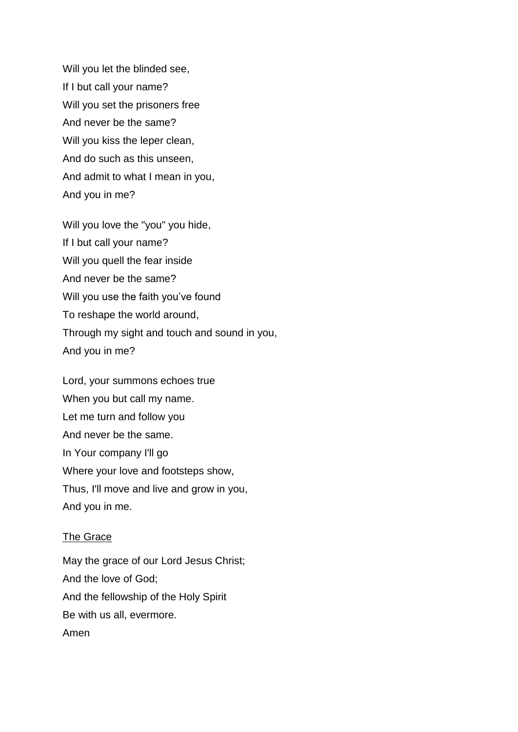Will you let the blinded see,
If I but call your name?
Will you set the prisoners free
And never be the same?
Will you kiss the leper clean,
And do such as this unseen,
And admit to what I mean in you,
And you in me?

Will you love the "you" you hide,
If I but call your name?
Will you quell the fear inside
And never be the same?
Will you use the faith you've found
To reshape the world around,
Through my sight and touch and sound in you,
And you in me?

Lord, your summons echoes true
When you but call my name.
Let me turn and follow you
And never be the same.
In Your company I'll go
Where your love and footsteps show,
Thus, I'll move and live and grow in you,
And you in me.

<u>The Grace</u>

May the grace of our Lord Jesus Christ;
And the love of God;
And the fellowship of the Holy Spirit
Be with us all, evermore.
Amen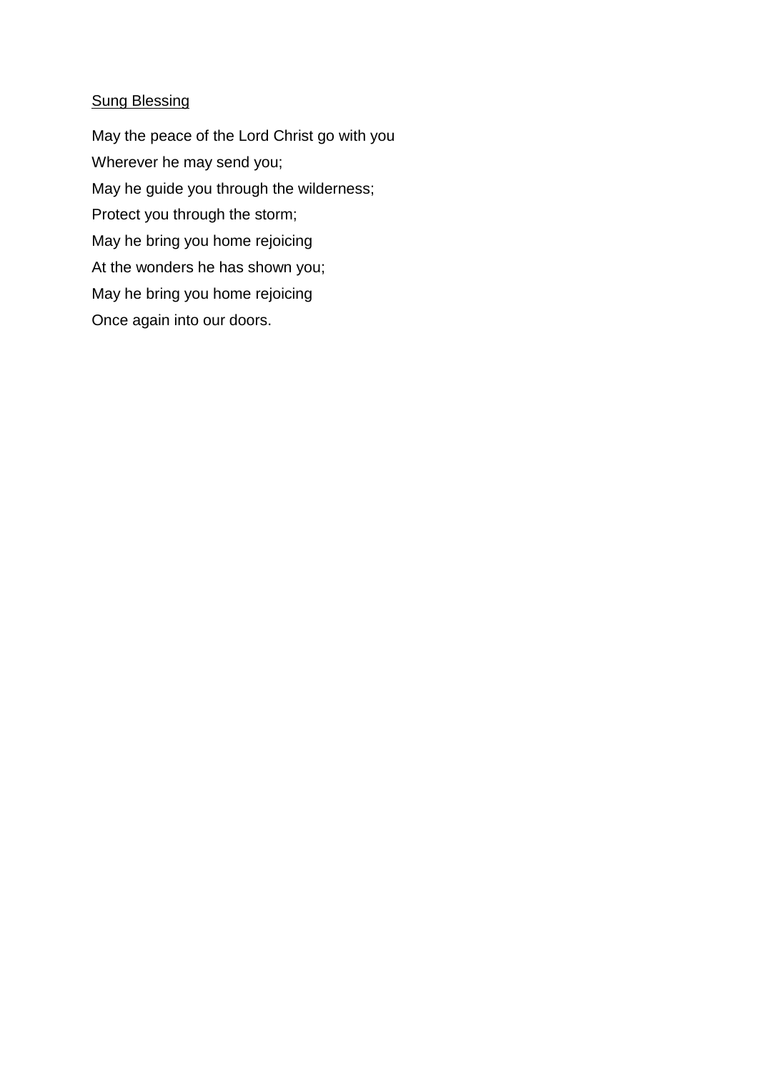Sung Blessing

May the peace of the Lord Christ go with you
Wherever he may send you;
May he guide you through the wilderness;
Protect you through the storm;
May he bring you home rejoicing
At the wonders he has shown you;
May he bring you home rejoicing
Once again into our doors.